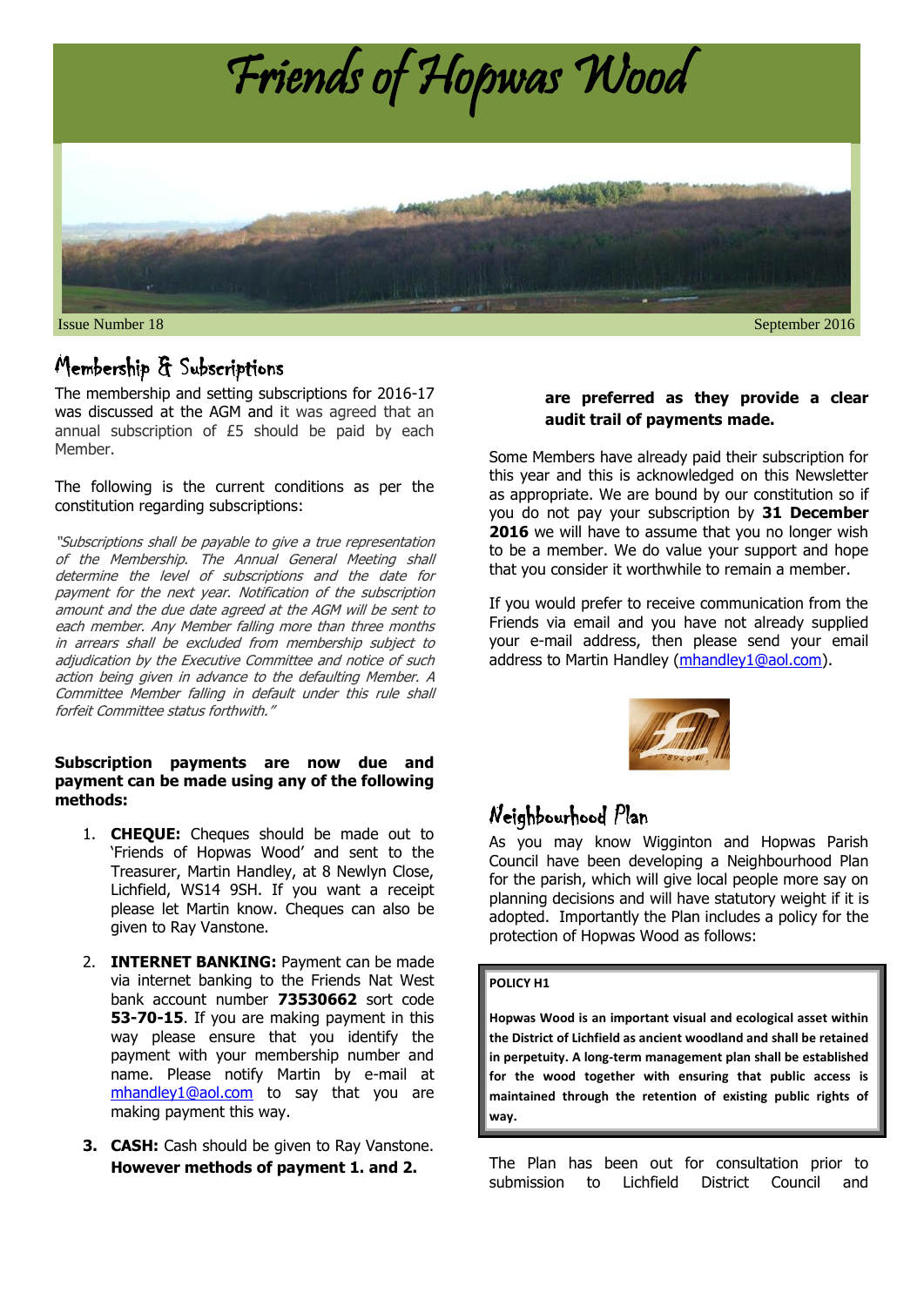# Friends of Hopwas Wood

Issue Number 18

September 2016

## Membership & Subscriptions

The membership and setting subscriptions for 2016-17 was discussed at the AGM and it was agreed that an annual subscription of £5 should be paid by each Member.

The following is the current conditions as per the constitution regarding subscriptions:

*"Subscriptions shall be payable to give a true representation of the Membership. The Annual General Meeting shall determine the level of subscriptions and the date for payment for the next year. Notification of the subscription amount and the due date agreed at the AGM will be sent to each member. Any Member falling more than three months in arrears shall be excluded from membership subject to adjudication by the Executive Committee and notice of such action being given in advance to the defaulting Member. A Committee Member falling in default under this rule shall forfeit Committee status forthwith."*

**Subscription payments are now due and payment can be made using any of the following methods:**

1. **CHEQUE:** Cheques should be made out to 'Friends of Hopwas Wood' and sent to the Treasurer, Martin Handley, at 8 Newlyn Close, Lichfield, WS14 9SH. If you want a receipt please let Martin know. Cheques can also be given to Ray Vanstone.
2. **INTERNET BANKING:** Payment can be made via internet banking to the Friends Nat West bank account number **73530662** sort code **53-70-15**. If you are making payment in this way please ensure that you identify the payment with your membership number and name. Please notify Martin by e-mail at mhandley1@aol.com to say that you are making payment this way.
3. **CASH:** Cash should be given to Ray Vanstone. **However methods of payment 1. and 2. are preferred as they provide a clear audit trail of payments made.**

Some Members have already paid their subscription for this year and this is acknowledged on this Newsletter as appropriate. We are bound by our constitution so if you do not pay your subscription by **31 December 2016** we will have to assume that you no longer wish to be a member. We do value your support and hope that you consider it worthwhile to remain a member.

If you would prefer to receive communication from the Friends via email and you have not already supplied your e-mail address, then please send your email address to Martin Handley (mhandley1@aol.com).

## Neighbourhood Plan

As you may know Wigginton and Hopwas Parish Council have been developing a Neighbourhood Plan for the parish, which will give local people more say on planning decisions and will have statutory weight if it is adopted. Importantly the Plan includes a policy for the protection of Hopwas Wood as follows:

> **POLICY H1**
>
> **Hopwas Wood is an important visual and ecological asset within the District of Lichfield as ancient woodland and shall be retained in perpetuity. A long-term management plan shall be established for the wood together with ensuring that public access is maintained through the retention of existing public rights of way.**

The Plan has been out for consultation prior to submission to Lichfield District Council and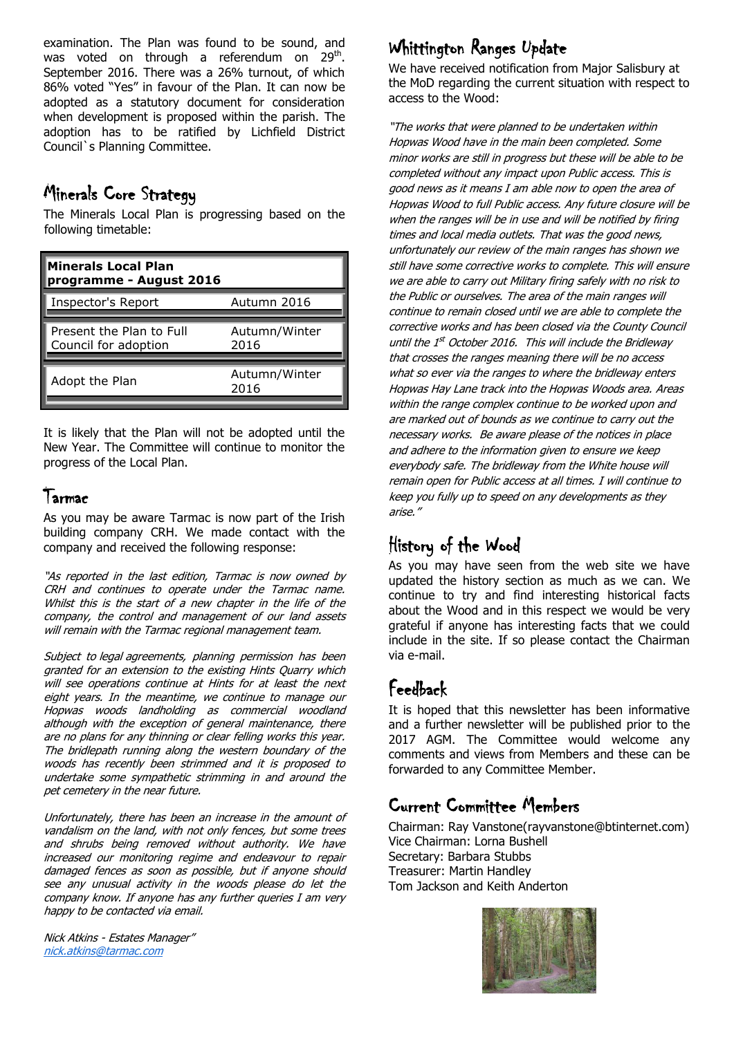examination. The Plan was found to be sound, and was voted on through a referendum on 29th. September 2016. There was a 26% turnout, of which 86% voted "Yes" in favour of the Plan. It can now be adopted as a statutory document for consideration when development is proposed within the parish. The adoption has to be ratified by Lichfield District Council`s Planning Committee.

## Minerals Core Strategy

The Minerals Local Plan is progressing based on the following timetable:

| **Minerals Local Plan programme - August 2016** | |
|---|---|
| Inspector's Report | Autumn 2016 |
| Present the Plan to Full Council for adoption | Autumn/Winter 2016 |
| Adopt the Plan | Autumn/Winter 2016 |

It is likely that the Plan will not be adopted until the New Year. The Committee will continue to monitor the progress of the Local Plan.

## Tarmac

As you may be aware Tarmac is now part of the Irish building company CRH. We made contact with the company and received the following response:

*"As reported in the last edition, Tarmac is now owned by CRH and continues to operate under the Tarmac name. Whilst this is the start of a new chapter in the life of the company, the control and management of our land assets will remain with the Tarmac regional management team.*

*Subject to legal agreements, planning permission has been granted for an extension to the existing Hints Quarry which will see operations continue at Hints for at least the next eight years. In the meantime, we continue to manage our Hopwas woods landholding as commercial woodland although with the exception of general maintenance, there are no plans for any thinning or clear felling works this year. The bridlepath running along the western boundary of the woods has recently been strimmed and it is proposed to undertake some sympathetic strimming in and around the pet cemetery in the near future.*

*Unfortunately, there has been an increase in the amount of vandalism on the land, with not only fences, but some trees and shrubs being removed without authority. We have increased our monitoring regime and endeavour to repair damaged fences as soon as possible, but if anyone should see any unusual activity in the woods please do let the company know. If anyone has any further queries I am very happy to be contacted via email.*

*Nick Atkins - Estates Manager"*
*nick.atkins@tarmac.com*

## Whittington Ranges Update

We have received notification from Major Salisbury at the MoD regarding the current situation with respect to access to the Wood:

*"The works that were planned to be undertaken within Hopwas Wood have in the main been completed. Some minor works are still in progress but these will be able to be completed without any impact upon Public access. This is good news as it means I am able now to open the area of Hopwas Wood to full Public access. Any future closure will be when the ranges will be in use and will be notified by firing times and local media outlets. That was the good news, unfortunately our review of the main ranges has shown we still have some corrective works to complete. This will ensure we are able to carry out Military firing safely with no risk to the Public or ourselves. The area of the main ranges will continue to remain closed until we are able to complete the corrective works and has been closed via the County Council until the 1st October 2016. This will include the Bridleway that crosses the ranges meaning there will be no access what so ever via the ranges to where the bridleway enters Hopwas Hay Lane track into the Hopwas Woods area. Areas within the range complex continue to be worked upon and are marked out of bounds as we continue to carry out the necessary works. Be aware please of the notices in place and adhere to the information given to ensure we keep everybody safe. The bridleway from the White house will remain open for Public access at all times. I will continue to keep you fully up to speed on any developments as they arise."*

## History of the Wood

As you may have seen from the web site we have updated the history section as much as we can. We continue to try and find interesting historical facts about the Wood and in this respect we would be very grateful if anyone has interesting facts that we could include in the site. If so please contact the Chairman via e-mail.

## Feedback

It is hoped that this newsletter has been informative and a further newsletter will be published prior to the 2017 AGM. The Committee would welcome any comments and views from Members and these can be forwarded to any Committee Member.

## Current Committee Members

Chairman: Ray Vanstone(rayvanstone@btinternet.com)
Vice Chairman: Lorna Bushell
Secretary: Barbara Stubbs
Treasurer: Martin Handley
Tom Jackson and Keith Anderton